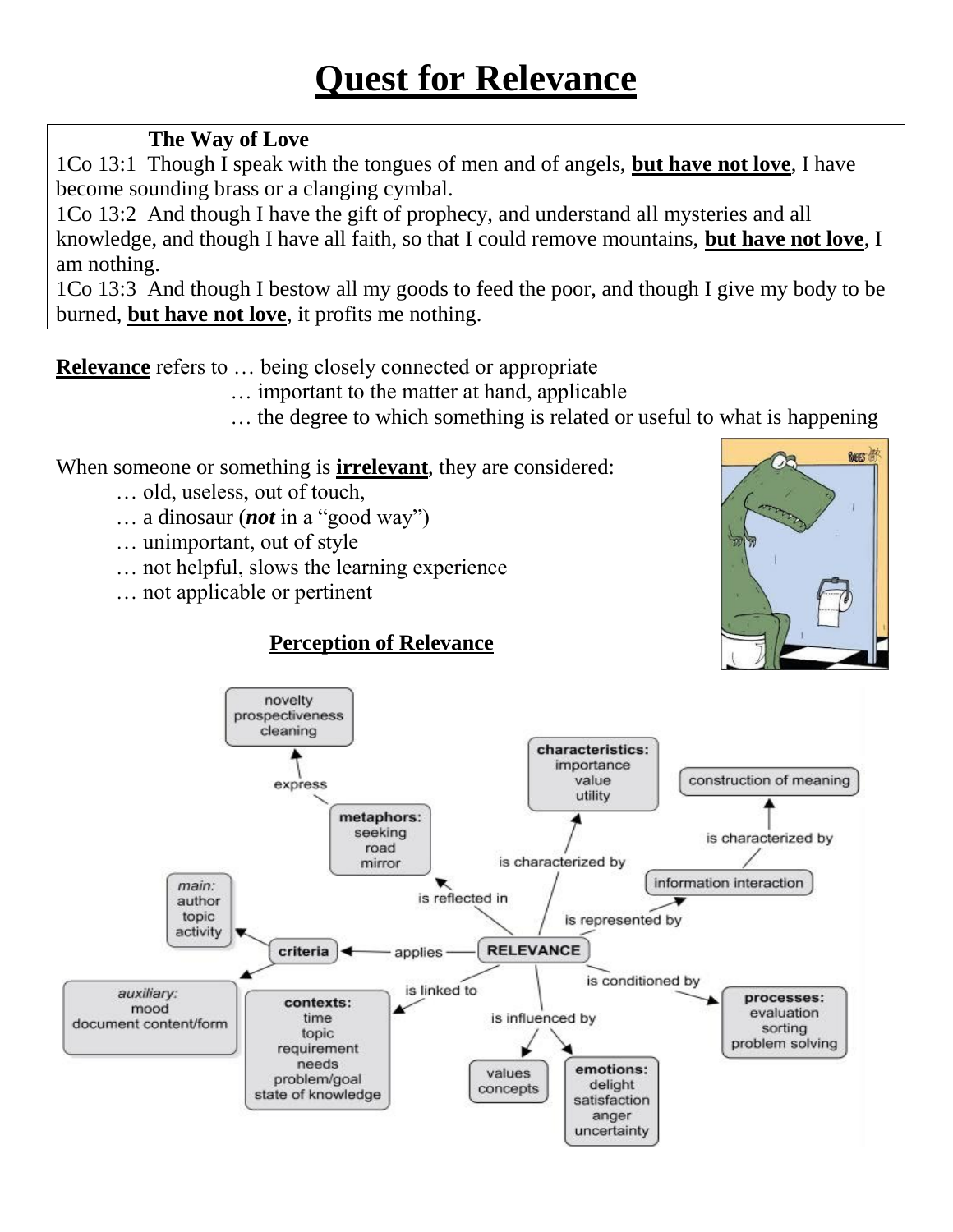# Quest for Relevance

**The Way of Love**

1Co 13:1 Though I speak with the tongues of men and of angels, **<u>but have not love</u>**, I have become sounding brass or a clanging cymbal.

1Co 13:2 And though I have the gift of prophecy, and understand all mysteries and all knowledge, and though I have all faith, so that I could remove mountains, **<u>but have not love</u>**, I am nothing.

1Co 13:3 And though I bestow all my goods to feed the poor, and though I give my body to be burned, **<u>but have not love</u>**, it profits me nothing.

**<u>Relevance</u>** refers to … being closely connected or appropriate
… important to the matter at hand, applicable
… the degree to which something is related or useful to what is happening

When someone or something is **<u>irrelevant</u>**, they are considered:

… old, useless, out of touch,
… a dinosaur (***not*** in a "good way")
… unimportant, out of style
… not helpful, slows the learning experience
… not applicable or pertinent

## <u>Perception of Relevance</u>

- RELEVANCE
  - is characterized by → **characteristics:** importance, value, utility
  - is reflected in → **metaphors:** seeking, road, mirror
    - express → novelty, prospectiveness, cleaning
  - is represented by → information interaction
    - is characterized by → construction of meaning
  - applies → **criteria**
    - → *main:* author, topic, activity
    - → *auxiliary:* mood, document content/form
  - is linked to → **contexts:** time, topic, requirement, needs, problem/goal, state of knowledge
  - is influenced by → values, concepts
  - is influenced by → **emotions:** delight, satisfaction, anger, uncertainty
  - is conditioned by → **processes:** evaluation, sorting, problem solving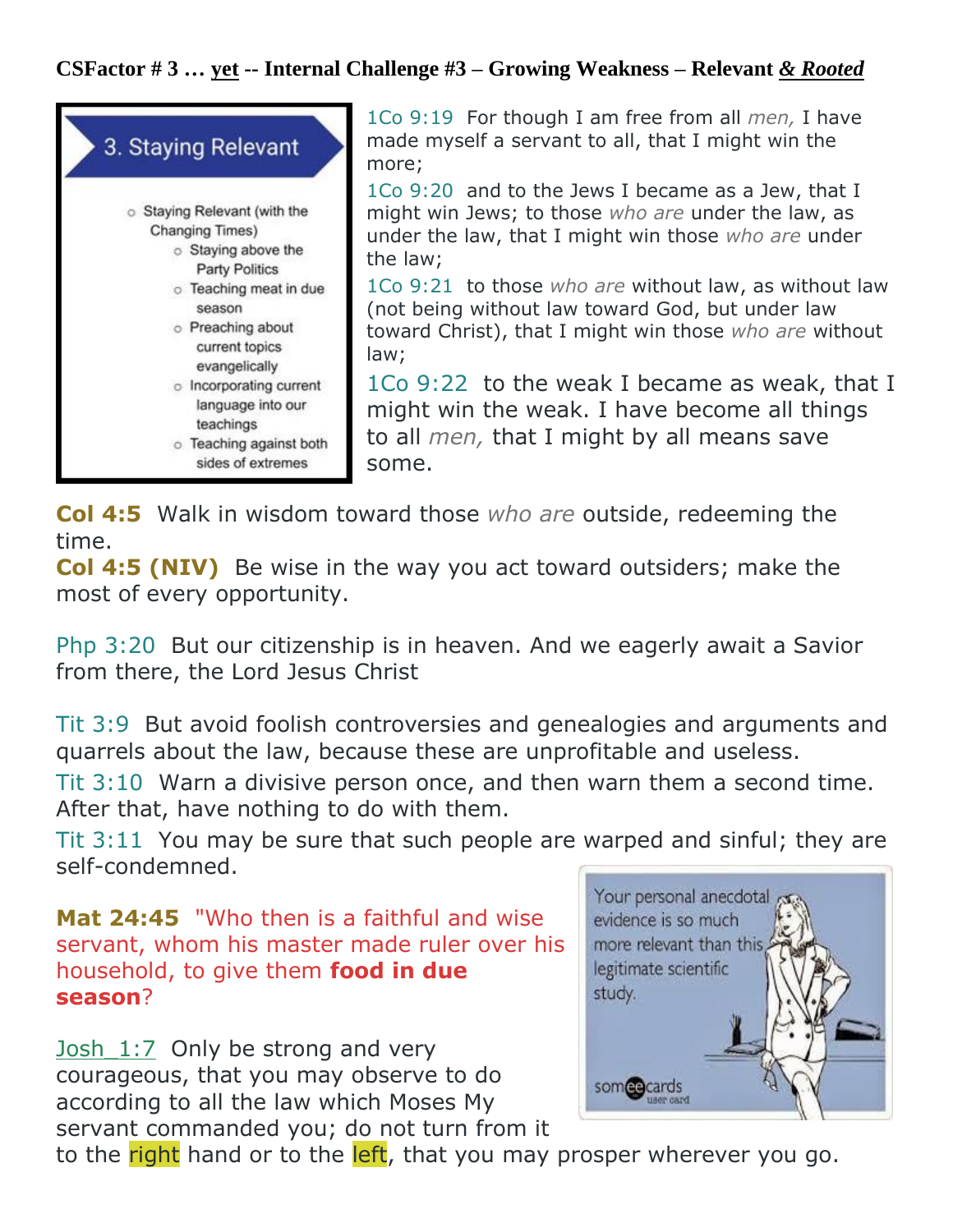**CSFactor # 3 … yet -- Internal Challenge #3 – Growing Weakness – Relevant *& Rooted***

**3. Staying Relevant**

- Staying Relevant (with the Changing Times)
  - Staying above the Party Politics
  - Teaching meat in due season
  - Preaching about current topics evangelically
  - Incorporating current language into our teachings
  - Teaching against both sides of extremes

1Co 9:19 For though I am free from all *men,* I have made myself a servant to all, that I might win the more;

1Co 9:20 and to the Jews I became as a Jew, that I might win Jews; to those *who are* under the law, as under the law, that I might win those *who are* under the law;

1Co 9:21 to those *who are* without law, as without law (not being without law toward God, but under law toward Christ), that I might win those *who are* without law;

1Co 9:22 to the weak I became as weak, that I might win the weak. I have become all things to all *men,* that I might by all means save some.

**Col 4:5** Walk in wisdom toward those *who are* outside, redeeming the time.

**Col 4:5 (NIV)** Be wise in the way you act toward outsiders; make the most of every opportunity.

Php 3:20 But our citizenship is in heaven. And we eagerly await a Savior from there, the Lord Jesus Christ

Tit 3:9 But avoid foolish controversies and genealogies and arguments and quarrels about the law, because these are unprofitable and useless.

Tit 3:10 Warn a divisive person once, and then warn them a second time. After that, have nothing to do with them.

Tit 3:11 You may be sure that such people are warped and sinful; they are self-condemned.

**Mat 24:45** "Who then is a faithful and wise servant, whom his master made ruler over his household, to give them **food in due season**?

Your personal anecdotal evidence is so much more relevant than this legitimate scientific study.

someecards user card

Josh 1:7 Only be strong and very courageous, that you may observe to do according to all the law which Moses My servant commanded you; do not turn from it to the right hand or to the left, that you may prosper wherever you go.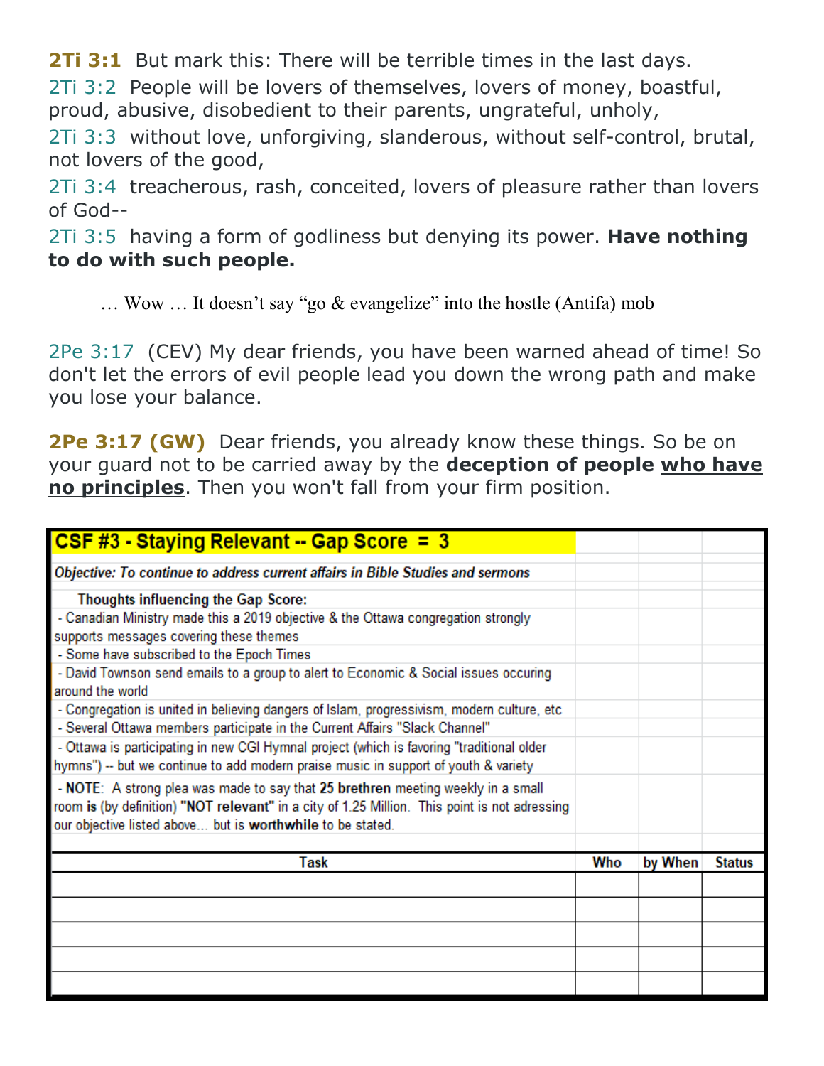**2Ti 3:1** But mark this: There will be terrible times in the last days.

2Ti 3:2 People will be lovers of themselves, lovers of money, boastful, proud, abusive, disobedient to their parents, ungrateful, unholy,

2Ti 3:3 without love, unforgiving, slanderous, without self-control, brutal, not lovers of the good,

2Ti 3:4 treacherous, rash, conceited, lovers of pleasure rather than lovers of God--

2Ti 3:5 having a form of godliness but denying its power. **Have nothing to do with such people.**

… Wow … It doesn't say "go & evangelize" into the hostle (Antifa) mob

2Pe 3:17 (CEV) My dear friends, you have been warned ahead of time! So don't let the errors of evil people lead you down the wrong path and make you lose your balance.

**2Pe 3:17 (GW)** Dear friends, you already know these things. So be on your guard not to be carried away by the **deception of people <u>who have no principles</u>**. Then you won't fall from your firm position.

| CSF #3 - Staying Relevant -- Gap Score = 3 | | | |
|---|---|---|---|
| *Objective: To continue to address current affairs in Bible Studies and sermons* | | | |
| **Thoughts influencing the Gap Score:** | | | |
| - Canadian Ministry made this a 2019 objective & the Ottawa congregation strongly supports messages covering these themes | | | |
| - Some have subscribed to the Epoch Times | | | |
| - David Townson send emails to a group to alert to Economic & Social issues occuring around the world | | | |
| - Congregation is united in believing dangers of Islam, progressivism, modern culture, etc | | | |
| - Several Ottawa members participate in the Current Affairs "Slack Channel" | | | |
| - Ottawa is participating in new CGI Hymnal project (which is favoring "traditional older hymns") -- but we continue to add modern praise music in support of youth & variety | | | |
| - **NOTE**: A strong plea was made to say that **25 brethren** meeting weekly in a small room **is** (by definition) **"NOT relevant"** in a city of 1.25 Million. This point is not adressing our objective listed above... but is **worthwhile** to be stated. | | | |
| **Task** | **Who** | **by When** | **Status** |
| | | | |
| | | | |
| | | | |
| | | | |
| | | | |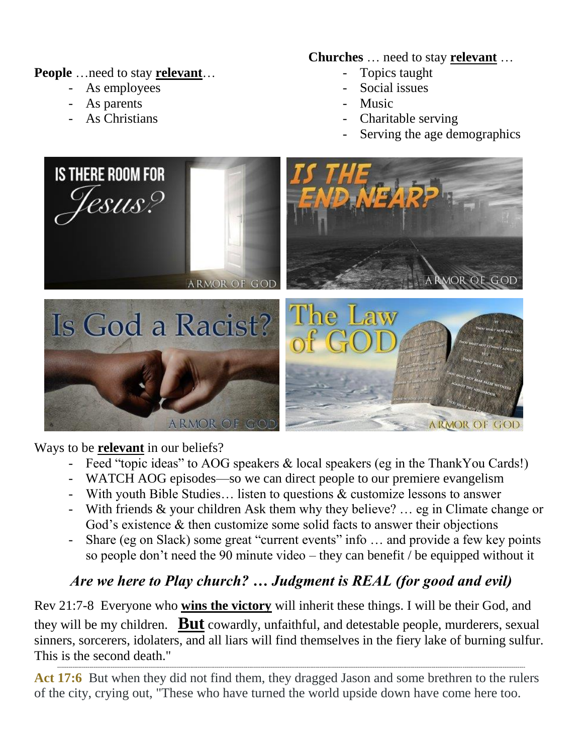**People** …need to stay **relevant**…

- As employees
- As parents
- As Christians

**Churches** … need to stay **relevant** …

- Topics taught
- Social issues
- Music
- Charitable serving
- Serving the age demographics

Ways to be **relevant** in our beliefs?

- Feed "topic ideas" to AOG speakers & local speakers (eg in the ThankYou Cards!)
- WATCH AOG episodes—so we can direct people to our premiere evangelism
- With youth Bible Studies… listen to questions & customize lessons to answer
- With friends & your children Ask them why they believe? … eg in Climate change or God's existence & then customize some solid facts to answer their objections
- Share (eg on Slack) some great "current events" info … and provide a few key points so people don't need the 90 minute video – they can benefit / be equipped without it

### *Are we here to Play church? … Judgment is REAL (for good and evil)*

Rev 21:7-8 Everyone who **wins the victory** will inherit these things. I will be their God, and they will be my children. **But** cowardly, unfaithful, and detestable people, murderers, sexual sinners, sorcerers, idolaters, and all liars will find themselves in the fiery lake of burning sulfur. This is the second death."

---

**Act 17:6** But when they did not find them, they dragged Jason and some brethren to the rulers of the city, crying out, "These who have turned the world upside down have come here too.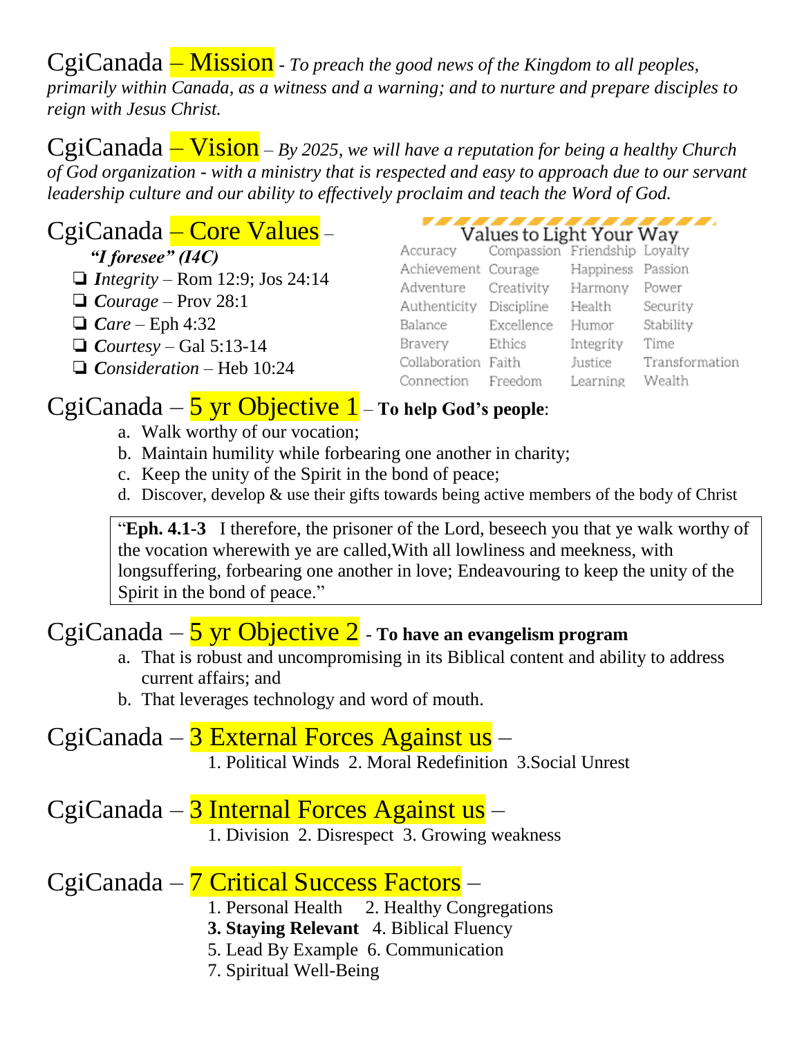## CgiCanada – Mission - *To preach the good news of the Kingdom to all peoples, primarily within Canada, as a witness and a warning; and to nurture and prepare disciples to reign with Jesus Christ.*

## CgiCanada – Vision – *By 2025, we will have a reputation for being a healthy Church of God organization - with a ministry that is respected and easy to approach due to our servant leadership culture and our ability to effectively proclaim and teach the Word of God.*

## CgiCanada – Core Values –

***"I foresee" (I4C)***

- ***I**ntegrity* – Rom 12:9; Jos 24:14
- ***C**ourage* – Prov 28:1
- ***C**are* – Eph 4:32
- ***C**ourtesy* – Gal 5:13-14
- ***C**onsideration* – Heb 10:24

**Values to Light Your Way**

| | | | |
|---|---|---|---|
| Accuracy | Compassion | Friendship | Loyalty |
| Achievement | Courage | Happiness | Passion |
| Adventure | Creativity | Harmony | Power |
| Authenticity | Discipline | Health | Security |
| Balance | Excellence | Humor | Stability |
| Bravery | Ethics | Integrity | Time |
| Collaboration | Faith | Justice | Transformation |
| Connection | Freedom | Learning | Wealth |

## CgiCanada – 5 yr Objective 1 – **To help God's people**:

a. Walk worthy of our vocation;
b. Maintain humility while forbearing one another in charity;
c. Keep the unity of the Spirit in the bond of peace;
d. Discover, develop & use their gifts towards being active members of the body of Christ

> "**Eph. 4.1-3** I therefore, the prisoner of the Lord, beseech you that ye walk worthy of the vocation wherewith ye are called,With all lowliness and meekness, with longsuffering, forbearing one another in love; Endeavouring to keep the unity of the Spirit in the bond of peace."

## CgiCanada – 5 yr Objective 2 - **To have an evangelism program**

a. That is robust and uncompromising in its Biblical content and ability to address current affairs; and
b. That leverages technology and word of mouth.

## CgiCanada – 3 External Forces Against us –

1. Political Winds 2. Moral Redefinition 3.Social Unrest

## CgiCanada – 3 Internal Forces Against us –

1. Division 2. Disrespect 3. Growing weakness

## CgiCanada – 7 Critical Success Factors –

1. Personal Health 2. Healthy Congregations
**3. Staying Relevant** 4. Biblical Fluency
5. Lead By Example 6. Communication
7. Spiritual Well-Being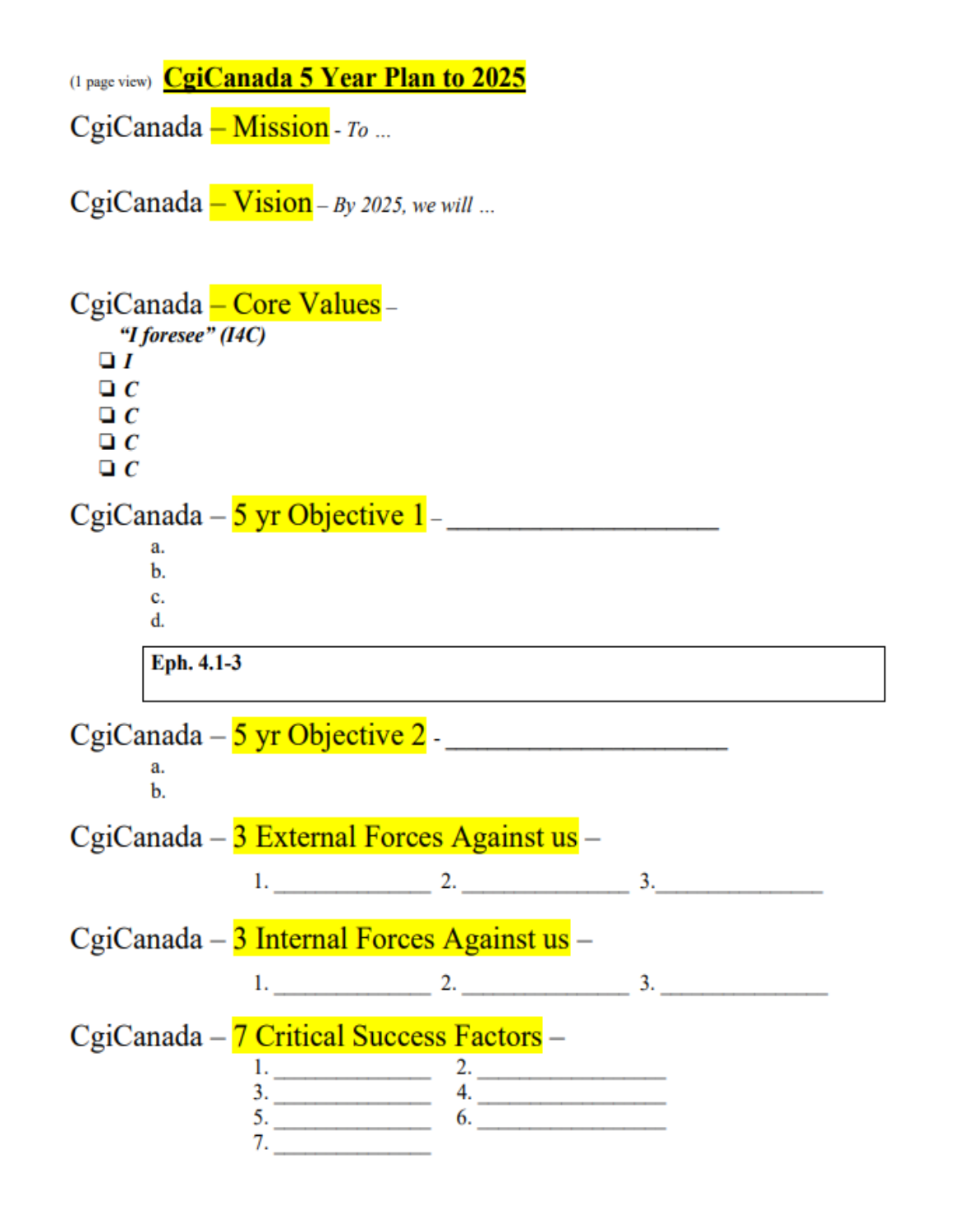(1 page view) **CgiCanada 5 Year Plan to 2025**

## CgiCanada – Mission - *To …*

## CgiCanada – Vision – *By 2025, we will …*

## CgiCanada – Core Values –

***"I foresee" (I4C)***

- ❑ ***I***
- ❑ ***C***
- ❑ ***C***
- ❑ ***C***
- ❑ ***C***

## CgiCanada – 5 yr Objective 1 – ____________________

a.
b.
c.
d.

| **Eph. 4.1-3** |
|---|

## CgiCanada – 5 yr Objective 2 - ____________________

a.
b.

## CgiCanada – 3 External Forces Against us –

1. ______________ 2. ______________ 3. ______________

## CgiCanada – 3 Internal Forces Against us –

1. ______________ 2. ______________ 3. ______________

## CgiCanada – 7 Critical Success Factors –

1. ______________ 2. ______________
3. ______________ 4. ______________
5. ______________ 6. ______________
7. ______________